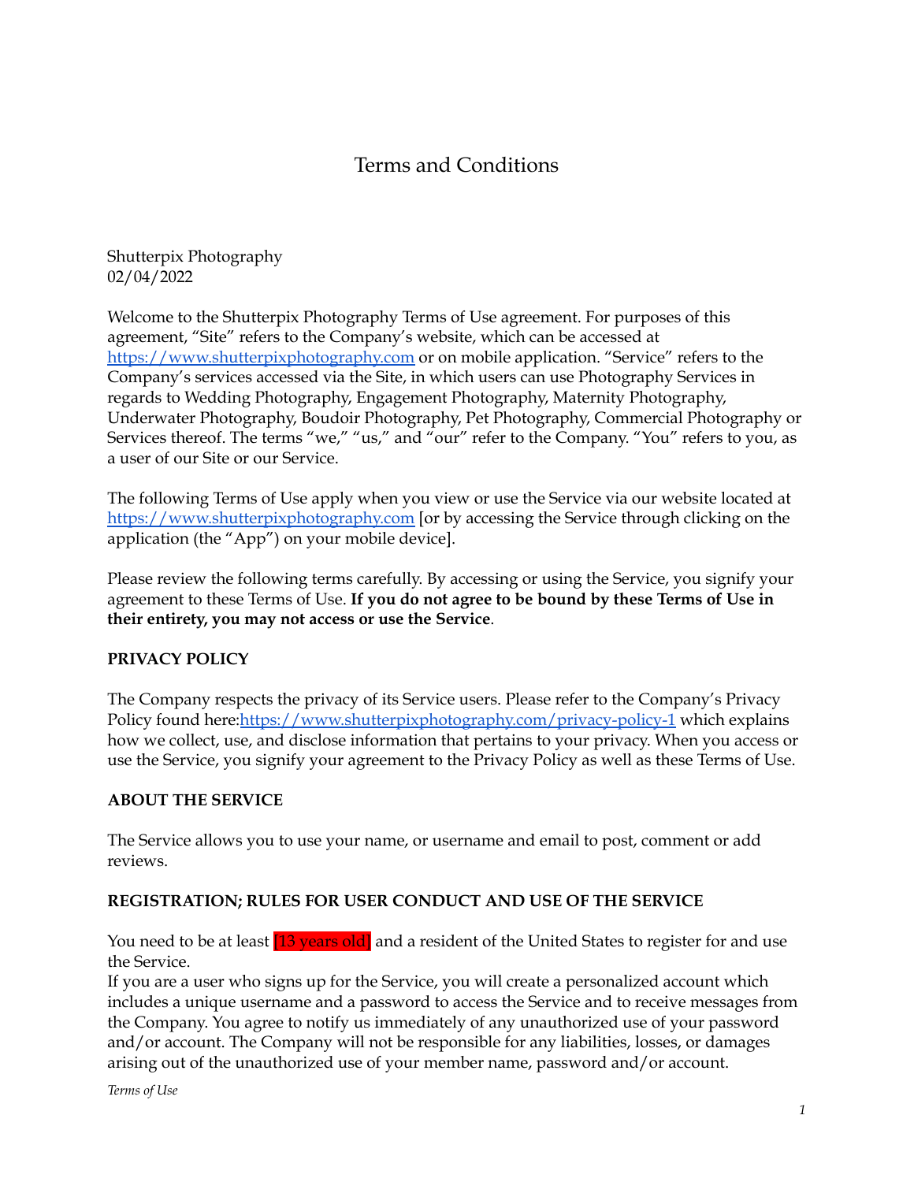# Terms and Conditions

Shutterpix Photography
02/04/2022

Welcome to the Shutterpix Photography Terms of Use agreement. For purposes of this agreement, "Site" refers to the Company's website, which can be accessed at https://www.shutterpixphotography.com or on mobile application. "Service" refers to the Company's services accessed via the Site, in which users can use Photography Services in regards to Wedding Photography, Engagement Photography, Maternity Photography, Underwater Photography, Boudoir Photography, Pet Photography, Commercial Photography or Services thereof. The terms "we," "us," and "our" refer to the Company. "You" refers to you, as a user of our Site or our Service.

The following Terms of Use apply when you view or use the Service via our website located at https://www.shutterpixphotography.com [or by accessing the Service through clicking on the application (the "App") on your mobile device].

Please review the following terms carefully. By accessing or using the Service, you signify your agreement to these Terms of Use. **If you do not agree to be bound by these Terms of Use in their entirety, you may not access or use the Service**.

**PRIVACY POLICY**

The Company respects the privacy of its Service users. Please refer to the Company's Privacy Policy found here:https://www.shutterpixphotography.com/privacy-policy-1 which explains how we collect, use, and disclose information that pertains to your privacy. When you access or use the Service, you signify your agreement to the Privacy Policy as well as these Terms of Use.

**ABOUT THE SERVICE**

The Service allows you to use your name, or username and email to post, comment or add reviews.

**REGISTRATION; RULES FOR USER CONDUCT AND USE OF THE SERVICE**

You need to be at least [13 years old] and a resident of the United States to register for and use the Service.
If you are a user who signs up for the Service, you will create a personalized account which includes a unique username and a password to access the Service and to receive messages from the Company. You agree to notify us immediately of any unauthorized use of your password and/or account. The Company will not be responsible for any liabilities, losses, or damages arising out of the unauthorized use of your member name, password and/or account.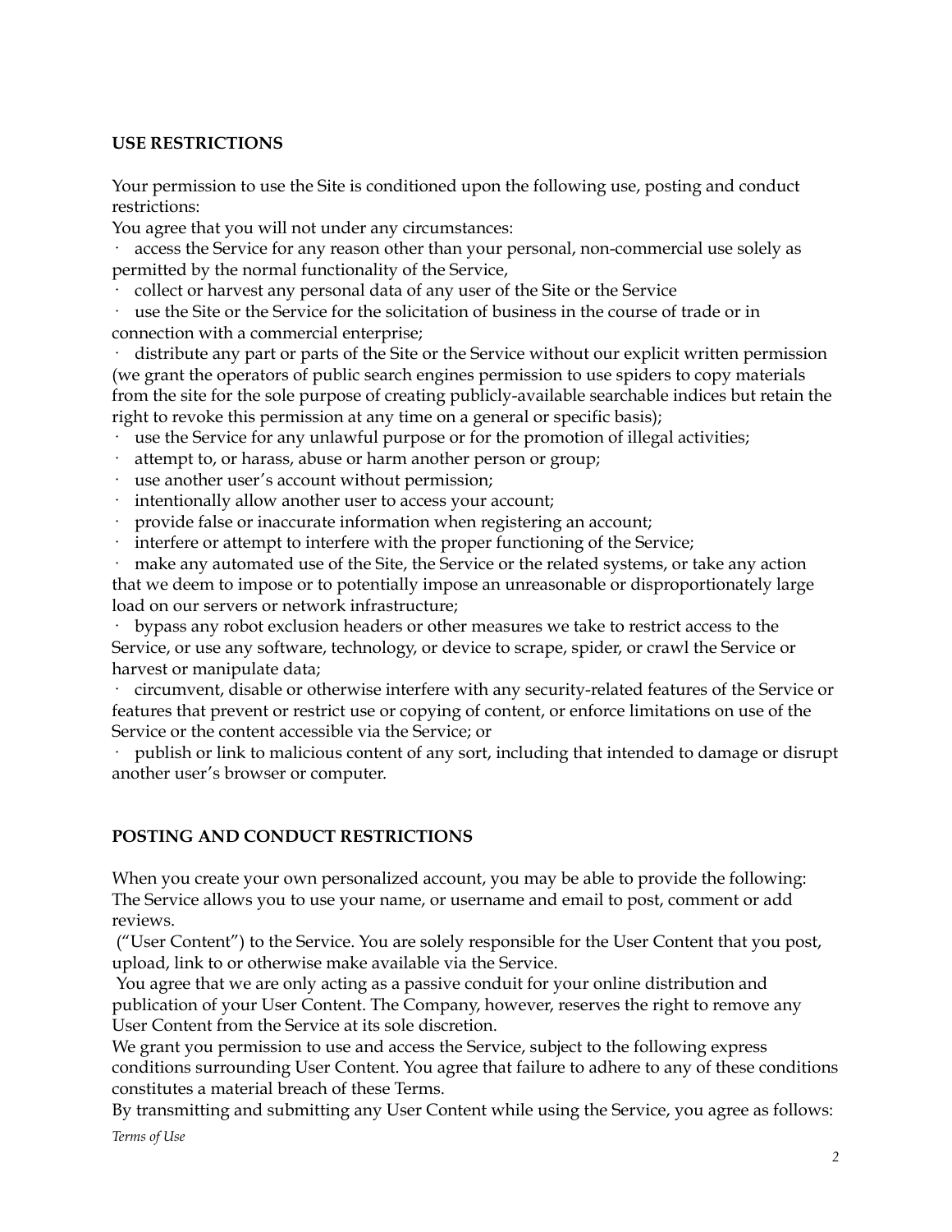## USE RESTRICTIONS

Your permission to use the Site is conditioned upon the following use, posting and conduct restrictions:

You agree that you will not under any circumstances:

- access the Service for any reason other than your personal, non-commercial use solely as permitted by the normal functionality of the Service,
- collect or harvest any personal data of any user of the Site or the Service
- use the Site or the Service for the solicitation of business in the course of trade or in connection with a commercial enterprise;
- distribute any part or parts of the Site or the Service without our explicit written permission (we grant the operators of public search engines permission to use spiders to copy materials from the site for the sole purpose of creating publicly-available searchable indices but retain the right to revoke this permission at any time on a general or specific basis);
- use the Service for any unlawful purpose or for the promotion of illegal activities;
- attempt to, or harass, abuse or harm another person or group;
- use another user's account without permission;
- intentionally allow another user to access your account;
- provide false or inaccurate information when registering an account;
- interfere or attempt to interfere with the proper functioning of the Service;
- make any automated use of the Site, the Service or the related systems, or take any action that we deem to impose or to potentially impose an unreasonable or disproportionately large load on our servers or network infrastructure;
- bypass any robot exclusion headers or other measures we take to restrict access to the Service, or use any software, technology, or device to scrape, spider, or crawl the Service or harvest or manipulate data;
- circumvent, disable or otherwise interfere with any security-related features of the Service or features that prevent or restrict use or copying of content, or enforce limitations on use of the Service or the content accessible via the Service; or
- publish or link to malicious content of any sort, including that intended to damage or disrupt another user's browser or computer.

## POSTING AND CONDUCT RESTRICTIONS

When you create your own personalized account, you may be able to provide the following:
The Service allows you to use your name, or username and email to post, comment or add reviews.

("User Content") to the Service. You are solely responsible for the User Content that you post, upload, link to or otherwise make available via the Service.

You agree that we are only acting as a passive conduit for your online distribution and publication of your User Content. The Company, however, reserves the right to remove any User Content from the Service at its sole discretion.

We grant you permission to use and access the Service, subject to the following express conditions surrounding User Content. You agree that failure to adhere to any of these conditions constitutes a material breach of these Terms.

By transmitting and submitting any User Content while using the Service, you agree as follows: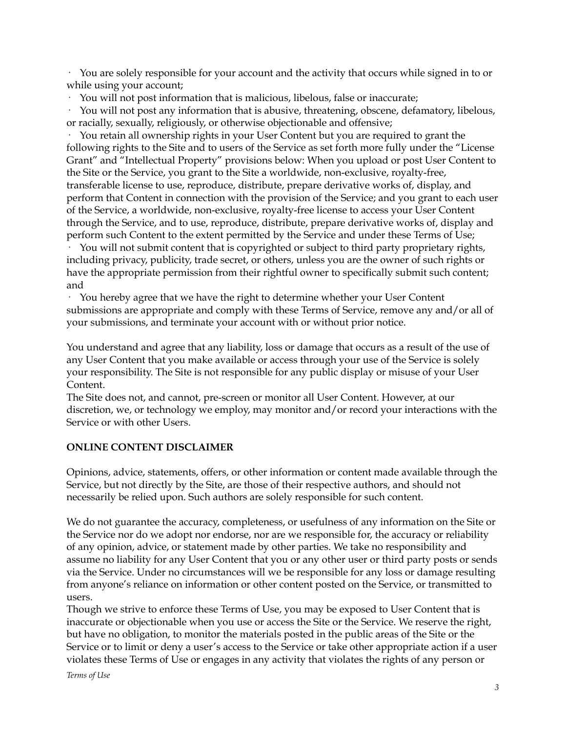- You are solely responsible for your account and the activity that occurs while signed in to or while using your account;
- You will not post information that is malicious, libelous, false or inaccurate;
- You will not post any information that is abusive, threatening, obscene, defamatory, libelous, or racially, sexually, religiously, or otherwise objectionable and offensive;
- You retain all ownership rights in your User Content but you are required to grant the following rights to the Site and to users of the Service as set forth more fully under the "License Grant" and "Intellectual Property" provisions below: When you upload or post User Content to the Site or the Service, you grant to the Site a worldwide, non-exclusive, royalty-free, transferable license to use, reproduce, distribute, prepare derivative works of, display, and perform that Content in connection with the provision of the Service; and you grant to each user of the Service, a worldwide, non-exclusive, royalty-free license to access your User Content through the Service, and to use, reproduce, distribute, prepare derivative works of, display and perform such Content to the extent permitted by the Service and under these Terms of Use;
- You will not submit content that is copyrighted or subject to third party proprietary rights, including privacy, publicity, trade secret, or others, unless you are the owner of such rights or have the appropriate permission from their rightful owner to specifically submit such content; and
- You hereby agree that we have the right to determine whether your User Content submissions are appropriate and comply with these Terms of Service, remove any and/or all of your submissions, and terminate your account with or without prior notice.

You understand and agree that any liability, loss or damage that occurs as a result of the use of any User Content that you make available or access through your use of the Service is solely your responsibility. The Site is not responsible for any public display or misuse of your User Content.

The Site does not, and cannot, pre-screen or monitor all User Content. However, at our discretion, we, or technology we employ, may monitor and/or record your interactions with the Service or with other Users.

**ONLINE CONTENT DISCLAIMER**

Opinions, advice, statements, offers, or other information or content made available through the Service, but not directly by the Site, are those of their respective authors, and should not necessarily be relied upon. Such authors are solely responsible for such content.

We do not guarantee the accuracy, completeness, or usefulness of any information on the Site or the Service nor do we adopt nor endorse, nor are we responsible for, the accuracy or reliability of any opinion, advice, or statement made by other parties. We take no responsibility and assume no liability for any User Content that you or any other user or third party posts or sends via the Service. Under no circumstances will we be responsible for any loss or damage resulting from anyone's reliance on information or other content posted on the Service, or transmitted to users.

Though we strive to enforce these Terms of Use, you may be exposed to User Content that is inaccurate or objectionable when you use or access the Site or the Service. We reserve the right, but have no obligation, to monitor the materials posted in the public areas of the Site or the Service or to limit or deny a user's access to the Service or take other appropriate action if a user violates these Terms of Use or engages in any activity that violates the rights of any person or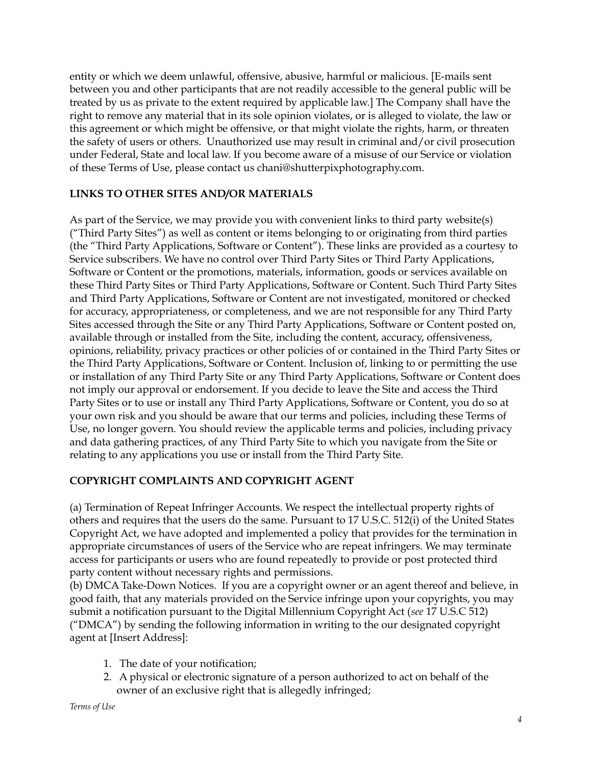entity or which we deem unlawful, offensive, abusive, harmful or malicious. [E-mails sent between you and other participants that are not readily accessible to the general public will be treated by us as private to the extent required by applicable law.] The Company shall have the right to remove any material that in its sole opinion violates, or is alleged to violate, the law or this agreement or which might be offensive, or that might violate the rights, harm, or threaten the safety of users or others. Unauthorized use may result in criminal and/or civil prosecution under Federal, State and local law. If you become aware of a misuse of our Service or violation of these Terms of Use, please contact us chani@shutterpixphotography.com.

**LINKS TO OTHER SITES AND/OR MATERIALS**

As part of the Service, we may provide you with convenient links to third party website(s) ("Third Party Sites") as well as content or items belonging to or originating from third parties (the "Third Party Applications, Software or Content"). These links are provided as a courtesy to Service subscribers. We have no control over Third Party Sites or Third Party Applications, Software or Content or the promotions, materials, information, goods or services available on these Third Party Sites or Third Party Applications, Software or Content. Such Third Party Sites and Third Party Applications, Software or Content are not investigated, monitored or checked for accuracy, appropriateness, or completeness, and we are not responsible for any Third Party Sites accessed through the Site or any Third Party Applications, Software or Content posted on, available through or installed from the Site, including the content, accuracy, offensiveness, opinions, reliability, privacy practices or other policies of or contained in the Third Party Sites or the Third Party Applications, Software or Content. Inclusion of, linking to or permitting the use or installation of any Third Party Site or any Third Party Applications, Software or Content does not imply our approval or endorsement. If you decide to leave the Site and access the Third Party Sites or to use or install any Third Party Applications, Software or Content, you do so at your own risk and you should be aware that our terms and policies, including these Terms of Use, no longer govern. You should review the applicable terms and policies, including privacy and data gathering practices, of any Third Party Site to which you navigate from the Site or relating to any applications you use or install from the Third Party Site.

**COPYRIGHT COMPLAINTS AND COPYRIGHT AGENT**

(a) Termination of Repeat Infringer Accounts. We respect the intellectual property rights of others and requires that the users do the same. Pursuant to 17 U.S.C. 512(i) of the United States Copyright Act, we have adopted and implemented a policy that provides for the termination in appropriate circumstances of users of the Service who are repeat infringers. We may terminate access for participants or users who are found repeatedly to provide or post protected third party content without necessary rights and permissions.

(b) DMCA Take-Down Notices. If you are a copyright owner or an agent thereof and believe, in good faith, that any materials provided on the Service infringe upon your copyrights, you may submit a notification pursuant to the Digital Millennium Copyright Act (*see* 17 U.S.C 512) ("DMCA") by sending the following information in writing to the our designated copyright agent at [Insert Address]:

1. The date of your notification;
2. A physical or electronic signature of a person authorized to act on behalf of the owner of an exclusive right that is allegedly infringed;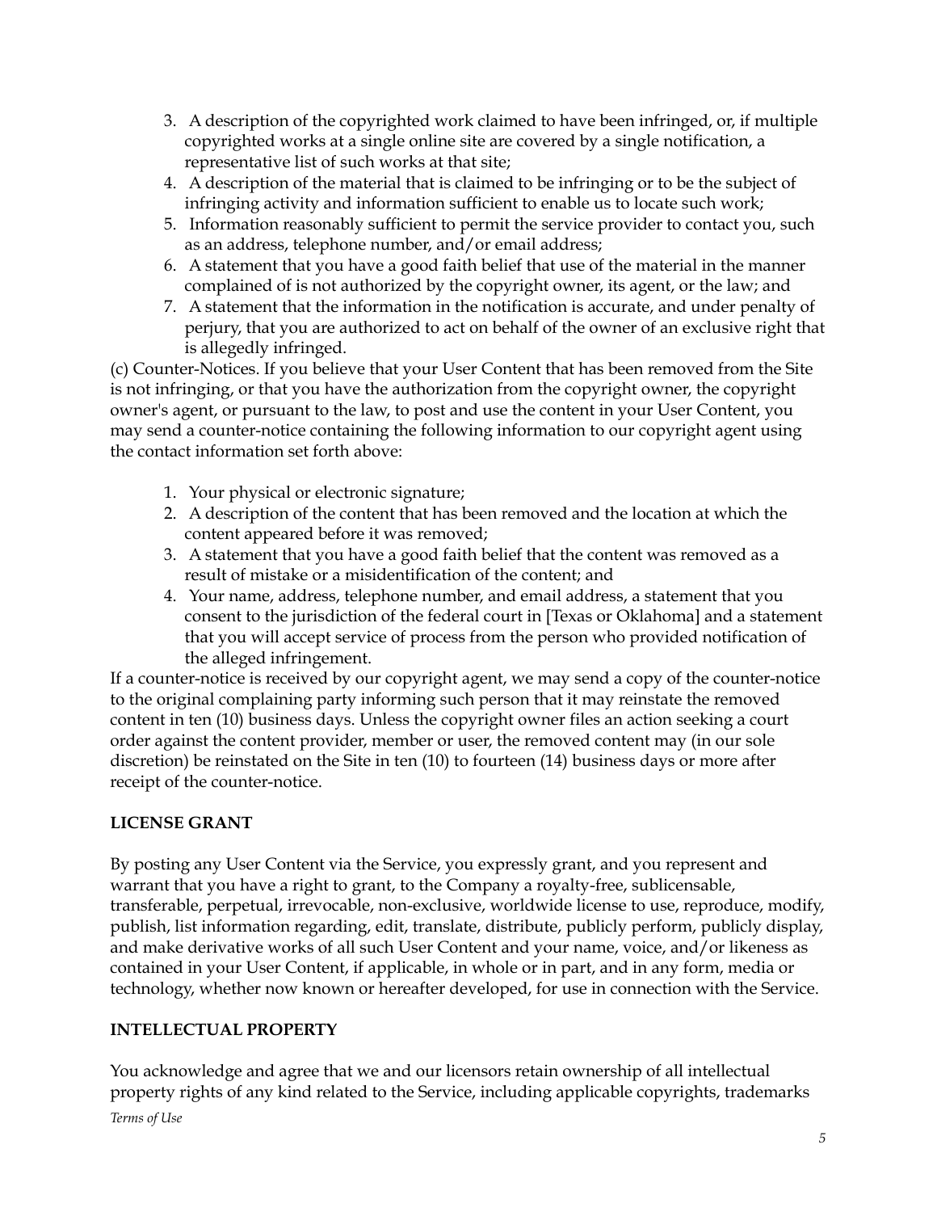3. A description of the copyrighted work claimed to have been infringed, or, if multiple copyrighted works at a single online site are covered by a single notification, a representative list of such works at that site;
4. A description of the material that is claimed to be infringing or to be the subject of infringing activity and information sufficient to enable us to locate such work;
5. Information reasonably sufficient to permit the service provider to contact you, such as an address, telephone number, and/or email address;
6. A statement that you have a good faith belief that use of the material in the manner complained of is not authorized by the copyright owner, its agent, or the law; and
7. A statement that the information in the notification is accurate, and under penalty of perjury, that you are authorized to act on behalf of the owner of an exclusive right that is allegedly infringed.

(c) Counter-Notices. If you believe that your User Content that has been removed from the Site is not infringing, or that you have the authorization from the copyright owner, the copyright owner's agent, or pursuant to the law, to post and use the content in your User Content, you may send a counter-notice containing the following information to our copyright agent using the contact information set forth above:

1. Your physical or electronic signature;
2. A description of the content that has been removed and the location at which the content appeared before it was removed;
3. A statement that you have a good faith belief that the content was removed as a result of mistake or a misidentification of the content; and
4. Your name, address, telephone number, and email address, a statement that you consent to the jurisdiction of the federal court in [Texas or Oklahoma] and a statement that you will accept service of process from the person who provided notification of the alleged infringement.

If a counter-notice is received by our copyright agent, we may send a copy of the counter-notice to the original complaining party informing such person that it may reinstate the removed content in ten (10) business days. Unless the copyright owner files an action seeking a court order against the content provider, member or user, the removed content may (in our sole discretion) be reinstated on the Site in ten (10) to fourteen (14) business days or more after receipt of the counter-notice.

**LICENSE GRANT**

By posting any User Content via the Service, you expressly grant, and you represent and warrant that you have a right to grant, to the Company a royalty-free, sublicensable, transferable, perpetual, irrevocable, non-exclusive, worldwide license to use, reproduce, modify, publish, list information regarding, edit, translate, distribute, publicly perform, publicly display, and make derivative works of all such User Content and your name, voice, and/or likeness as contained in your User Content, if applicable, in whole or in part, and in any form, media or technology, whether now known or hereafter developed, for use in connection with the Service.

**INTELLECTUAL PROPERTY**

You acknowledge and agree that we and our licensors retain ownership of all intellectual property rights of any kind related to the Service, including applicable copyrights, trademarks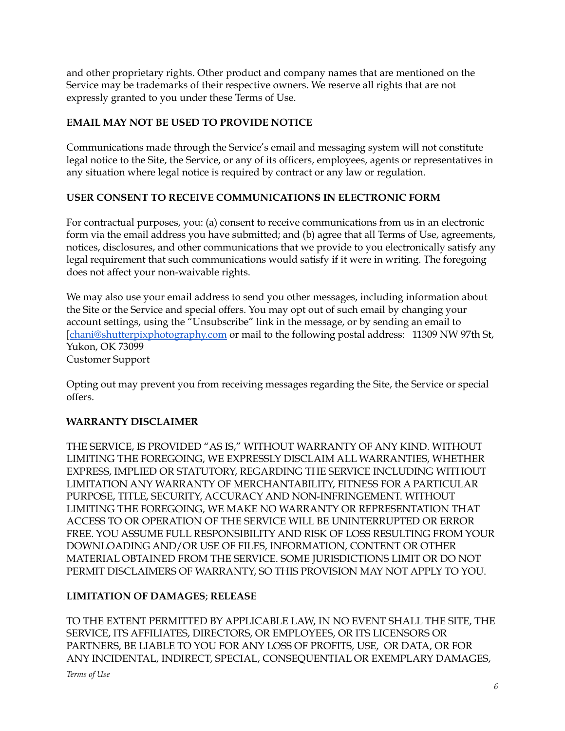and other proprietary rights. Other product and company names that are mentioned on the Service may be trademarks of their respective owners. We reserve all rights that are not expressly granted to you under these Terms of Use.

**EMAIL MAY NOT BE USED TO PROVIDE NOTICE**

Communications made through the Service's email and messaging system will not constitute legal notice to the Site, the Service, or any of its officers, employees, agents or representatives in any situation where legal notice is required by contract or any law or regulation.

**USER CONSENT TO RECEIVE COMMUNICATIONS IN ELECTRONIC FORM**

For contractual purposes, you: (a) consent to receive communications from us in an electronic form via the email address you have submitted; and (b) agree that all Terms of Use, agreements, notices, disclosures, and other communications that we provide to you electronically satisfy any legal requirement that such communications would satisfy if it were in writing. The foregoing does not affect your non-waivable rights.

We may also use your email address to send you other messages, including information about the Site or the Service and special offers. You may opt out of such email by changing your account settings, using the "Unsubscribe" link in the message, or by sending an email to [chani@shutterpixphotography.com or mail to the following postal address: 11309 NW 97th St, Yukon, OK 73099
Customer Support

Opting out may prevent you from receiving messages regarding the Site, the Service or special offers.

**WARRANTY DISCLAIMER**

THE SERVICE, IS PROVIDED "AS IS," WITHOUT WARRANTY OF ANY KIND. WITHOUT LIMITING THE FOREGOING, WE EXPRESSLY DISCLAIM ALL WARRANTIES, WHETHER EXPRESS, IMPLIED OR STATUTORY, REGARDING THE SERVICE INCLUDING WITHOUT LIMITATION ANY WARRANTY OF MERCHANTABILITY, FITNESS FOR A PARTICULAR PURPOSE, TITLE, SECURITY, ACCURACY AND NON-INFRINGEMENT. WITHOUT LIMITING THE FOREGOING, WE MAKE NO WARRANTY OR REPRESENTATION THAT ACCESS TO OR OPERATION OF THE SERVICE WILL BE UNINTERRUPTED OR ERROR FREE. YOU ASSUME FULL RESPONSIBILITY AND RISK OF LOSS RESULTING FROM YOUR DOWNLOADING AND/OR USE OF FILES, INFORMATION, CONTENT OR OTHER MATERIAL OBTAINED FROM THE SERVICE. SOME JURISDICTIONS LIMIT OR DO NOT PERMIT DISCLAIMERS OF WARRANTY, SO THIS PROVISION MAY NOT APPLY TO YOU.

**LIMITATION OF DAMAGES**; **RELEASE**

TO THE EXTENT PERMITTED BY APPLICABLE LAW, IN NO EVENT SHALL THE SITE, THE SERVICE, ITS AFFILIATES, DIRECTORS, OR EMPLOYEES, OR ITS LICENSORS OR PARTNERS, BE LIABLE TO YOU FOR ANY LOSS OF PROFITS, USE, OR DATA, OR FOR ANY INCIDENTAL, INDIRECT, SPECIAL, CONSEQUENTIAL OR EXEMPLARY DAMAGES,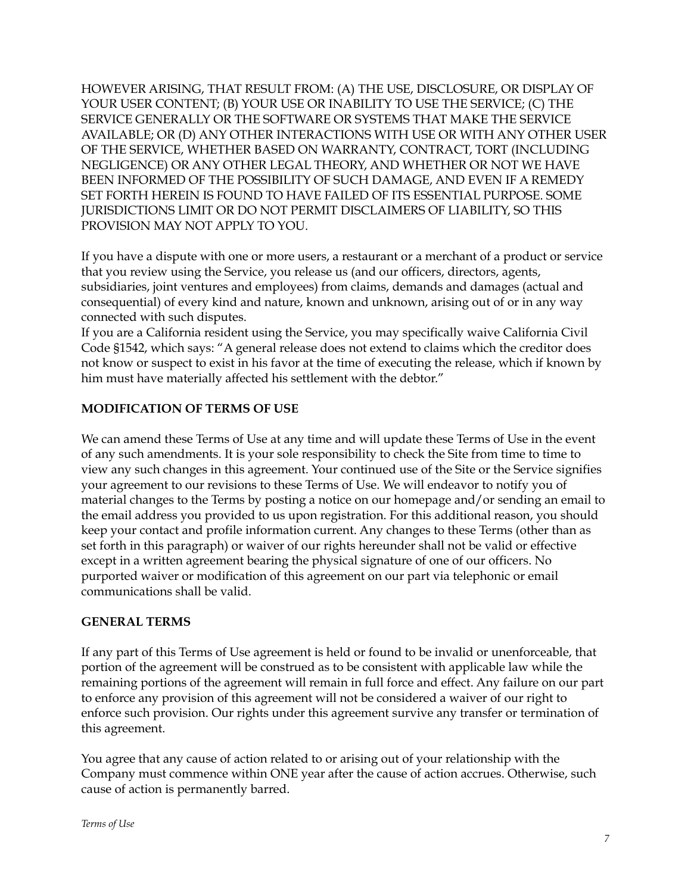HOWEVER ARISING, THAT RESULT FROM: (A) THE USE, DISCLOSURE, OR DISPLAY OF YOUR USER CONTENT; (B) YOUR USE OR INABILITY TO USE THE SERVICE; (C) THE SERVICE GENERALLY OR THE SOFTWARE OR SYSTEMS THAT MAKE THE SERVICE AVAILABLE; OR (D) ANY OTHER INTERACTIONS WITH USE OR WITH ANY OTHER USER OF THE SERVICE, WHETHER BASED ON WARRANTY, CONTRACT, TORT (INCLUDING NEGLIGENCE) OR ANY OTHER LEGAL THEORY, AND WHETHER OR NOT WE HAVE BEEN INFORMED OF THE POSSIBILITY OF SUCH DAMAGE, AND EVEN IF A REMEDY SET FORTH HEREIN IS FOUND TO HAVE FAILED OF ITS ESSENTIAL PURPOSE. SOME JURISDICTIONS LIMIT OR DO NOT PERMIT DISCLAIMERS OF LIABILITY, SO THIS PROVISION MAY NOT APPLY TO YOU.

If you have a dispute with one or more users, a restaurant or a merchant of a product or service that you review using the Service, you release us (and our officers, directors, agents, subsidiaries, joint ventures and employees) from claims, demands and damages (actual and consequential) of every kind and nature, known and unknown, arising out of or in any way connected with such disputes.
If you are a California resident using the Service, you may specifically waive California Civil Code §1542, which says: "A general release does not extend to claims which the creditor does not know or suspect to exist in his favor at the time of executing the release, which if known by him must have materially affected his settlement with the debtor."

**MODIFICATION OF TERMS OF USE**

We can amend these Terms of Use at any time and will update these Terms of Use in the event of any such amendments. It is your sole responsibility to check the Site from time to time to view any such changes in this agreement. Your continued use of the Site or the Service signifies your agreement to our revisions to these Terms of Use. We will endeavor to notify you of material changes to the Terms by posting a notice on our homepage and/or sending an email to the email address you provided to us upon registration. For this additional reason, you should keep your contact and profile information current. Any changes to these Terms (other than as set forth in this paragraph) or waiver of our rights hereunder shall not be valid or effective except in a written agreement bearing the physical signature of one of our officers. No purported waiver or modification of this agreement on our part via telephonic or email communications shall be valid.

**GENERAL TERMS**

If any part of this Terms of Use agreement is held or found to be invalid or unenforceable, that portion of the agreement will be construed as to be consistent with applicable law while the remaining portions of the agreement will remain in full force and effect. Any failure on our part to enforce any provision of this agreement will not be considered a waiver of our right to enforce such provision. Our rights under this agreement survive any transfer or termination of this agreement.

You agree that any cause of action related to or arising out of your relationship with the Company must commence within ONE year after the cause of action accrues. Otherwise, such cause of action is permanently barred.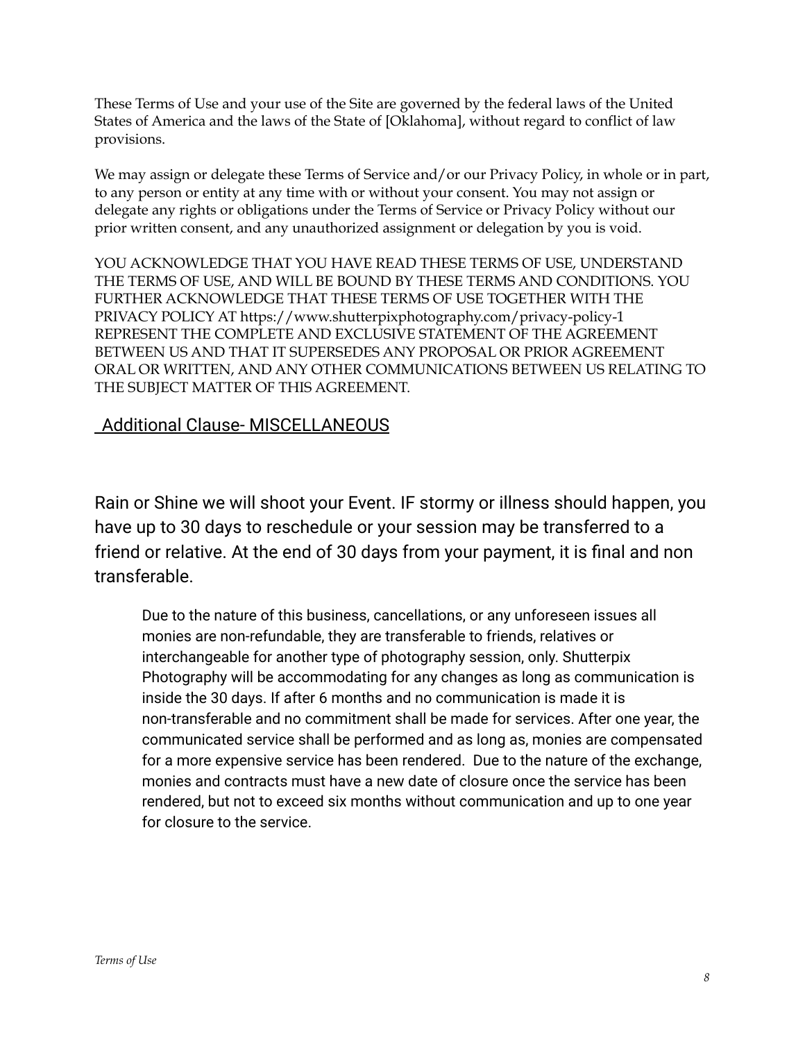These Terms of Use and your use of the Site are governed by the federal laws of the United States of America and the laws of the State of [Oklahoma], without regard to conflict of law provisions.

We may assign or delegate these Terms of Service and/or our Privacy Policy, in whole or in part, to any person or entity at any time with or without your consent. You may not assign or delegate any rights or obligations under the Terms of Service or Privacy Policy without our prior written consent, and any unauthorized assignment or delegation by you is void.

YOU ACKNOWLEDGE THAT YOU HAVE READ THESE TERMS OF USE, UNDERSTAND THE TERMS OF USE, AND WILL BE BOUND BY THESE TERMS AND CONDITIONS. YOU FURTHER ACKNOWLEDGE THAT THESE TERMS OF USE TOGETHER WITH THE PRIVACY POLICY AT https://www.shutterpixphotography.com/privacy-policy-1 REPRESENT THE COMPLETE AND EXCLUSIVE STATEMENT OF THE AGREEMENT BETWEEN US AND THAT IT SUPERSEDES ANY PROPOSAL OR PRIOR AGREEMENT ORAL OR WRITTEN, AND ANY OTHER COMMUNICATIONS BETWEEN US RELATING TO THE SUBJECT MATTER OF THIS AGREEMENT.

## Additional Clause- MISCELLANEOUS

Rain or Shine we will shoot your Event. IF stormy or illness should happen, you have up to 30 days to reschedule or your session may be transferred to a friend or relative. At the end of 30 days from your payment, it is final and non transferable.

> Due to the nature of this business, cancellations, or any unforeseen issues all monies are non-refundable, they are transferable to friends, relatives or interchangeable for another type of photography session, only. Shutterpix Photography will be accommodating for any changes as long as communication is inside the 30 days. If after 6 months and no communication is made it is non-transferable and no commitment shall be made for services. After one year, the communicated service shall be performed and as long as, monies are compensated for a more expensive service has been rendered. Due to the nature of the exchange, monies and contracts must have a new date of closure once the service has been rendered, but not to exceed six months without communication and up to one year for closure to the service.